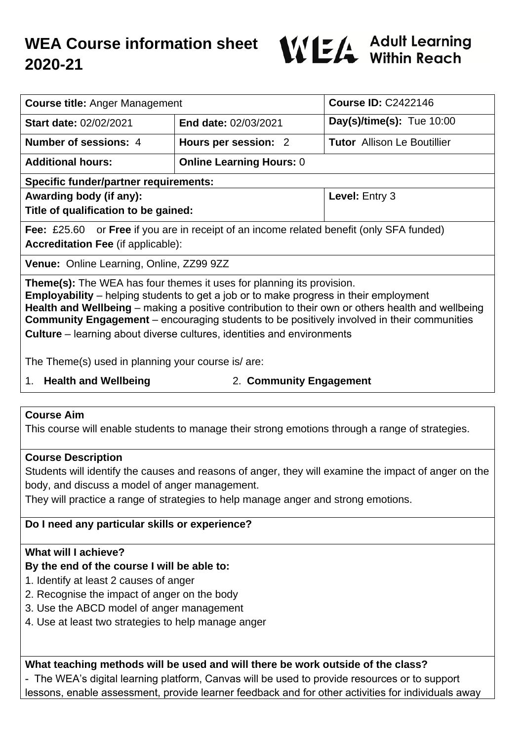# WEA Course information sheet 2020-21

WEA Adult Learning Within Reach

| **Course title:** Anger Management | | **Course ID:** C2422146 |
|---|---|---|
| **Start date:** 02/02/2021 | **End date:** 02/03/2021 | **Day(s)/time(s):** Tue 10:00 |
| **Number of sessions:** 4 | **Hours per session:** 2 | **Tutor** Allison Le Boutillier |
| **Additional hours:** | **Online Learning Hours:** 0 | |
| **Specific funder/partner requirements:** | | |
| **Awarding body (if any):** **Title of qualification to be gained:** | | **Level:** Entry 3 |
| **Fee:** £25.60 or **Free** if you are in receipt of an income related benefit (only SFA funded) **Accreditation Fee** (if applicable): | | |
| **Venue:** Online Learning, Online, ZZ99 9ZZ | | |

**Theme(s):** The WEA has four themes it uses for planning its provision.
**Employability** – helping students to get a job or to make progress in their employment
**Health and Wellbeing** – making a positive contribution to their own or others health and wellbeing
**Community Engagement** – encouraging students to be positively involved in their communities
**Culture** – learning about diverse cultures, identities and environments

The Theme(s) used in planning your course is/ are:

1. **Health and Wellbeing**
2. **Community Engagement**

## Course Aim

This course will enable students to manage their strong emotions through a range of strategies.

## Course Description

Students will identify the causes and reasons of anger, they will examine the impact of anger on the body, and discuss a model of anger management.

They will practice a range of strategies to help manage anger and strong emotions.

## Do I need any particular skills or experience?

## What will I achieve?

**By the end of the course I will be able to:**

1. Identify at least 2 causes of anger
2. Recognise the impact of anger on the body
3. Use the ABCD model of anger management
4. Use at least two strategies to help manage anger

## What teaching methods will be used and will there be work outside of the class?

- The WEA's digital learning platform, Canvas will be used to provide resources or to support lessons, enable assessment, provide learner feedback and for other activities for individuals away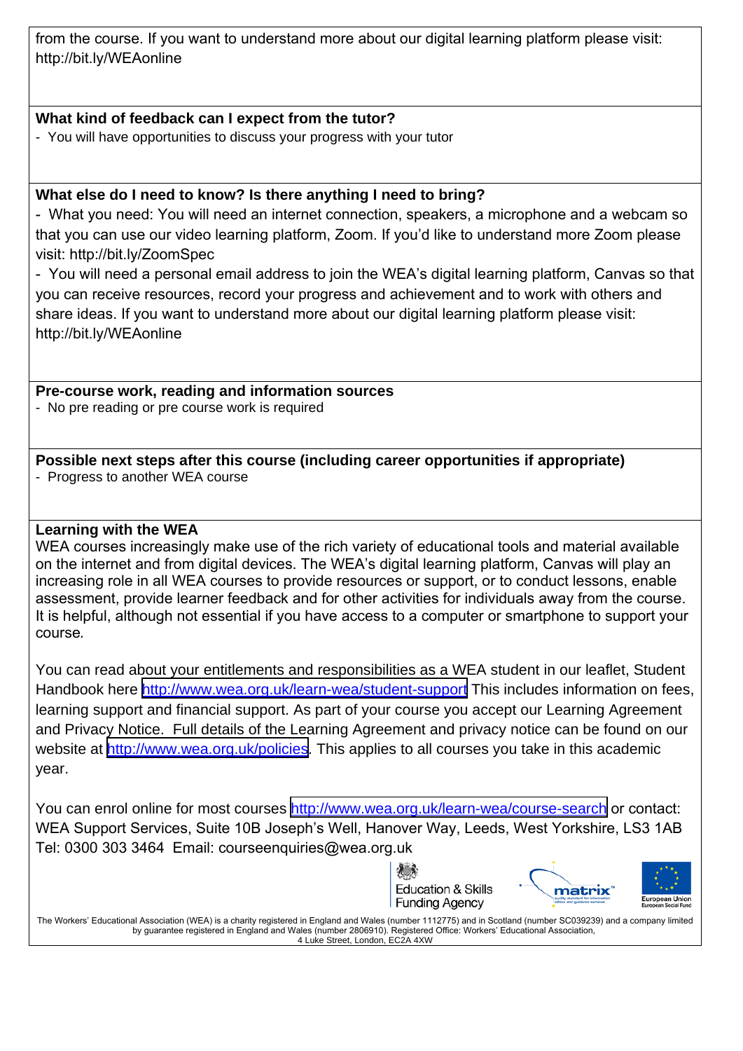from the course. If you want to understand more about our digital learning platform please visit: http://bit.ly/WEAonline

**What kind of feedback can I expect from the tutor?**

- You will have opportunities to discuss your progress with your tutor

**What else do I need to know? Is there anything I need to bring?**

- What you need: You will need an internet connection, speakers, a microphone and a webcam so that you can use our video learning platform, Zoom. If you'd like to understand more Zoom please visit: http://bit.ly/ZoomSpec
- You will need a personal email address to join the WEA's digital learning platform, Canvas so that you can receive resources, record your progress and achievement and to work with others and share ideas. If you want to understand more about our digital learning platform please visit: http://bit.ly/WEAonline

**Pre-course work, reading and information sources**

- No pre reading or pre course work is required

**Possible next steps after this course (including career opportunities if appropriate)**

- Progress to another WEA course

**Learning with the WEA**

WEA courses increasingly make use of the rich variety of educational tools and material available on the internet and from digital devices. The WEA's digital learning platform, Canvas will play an increasing role in all WEA courses to provide resources or support, or to conduct lessons, enable assessment, provide learner feedback and for other activities for individuals away from the course. It is helpful, although not essential if you have access to a computer or smartphone to support your course.

You can read about your entitlements and responsibilities as a WEA student in our leaflet, Student Handbook here http://www.wea.org.uk/learn-wea/student-support This includes information on fees, learning support and financial support. As part of your course you accept our Learning Agreement and Privacy Notice. Full details of the Learning Agreement and privacy notice can be found on our website at http://www.wea.org.uk/policies. This applies to all courses you take in this academic year.

You can enrol online for most courses http://www.wea.org.uk/learn-wea/course-search or contact: WEA Support Services, Suite 10B Joseph's Well, Hanover Way, Leeds, West Yorkshire, LS3 1AB Tel: 0300 303 3464 Email: courseenquiries@wea.org.uk

Education & Skills Funding Agency

matrix

European Union European Social Fund

The Workers' Educational Association (WEA) is a charity registered in England and Wales (number 1112775) and in Scotland (number SC039239) and a company limited by guarantee registered in England and Wales (number 2806910). Registered Office: Workers' Educational Association, 4 Luke Street, London, EC2A 4XW